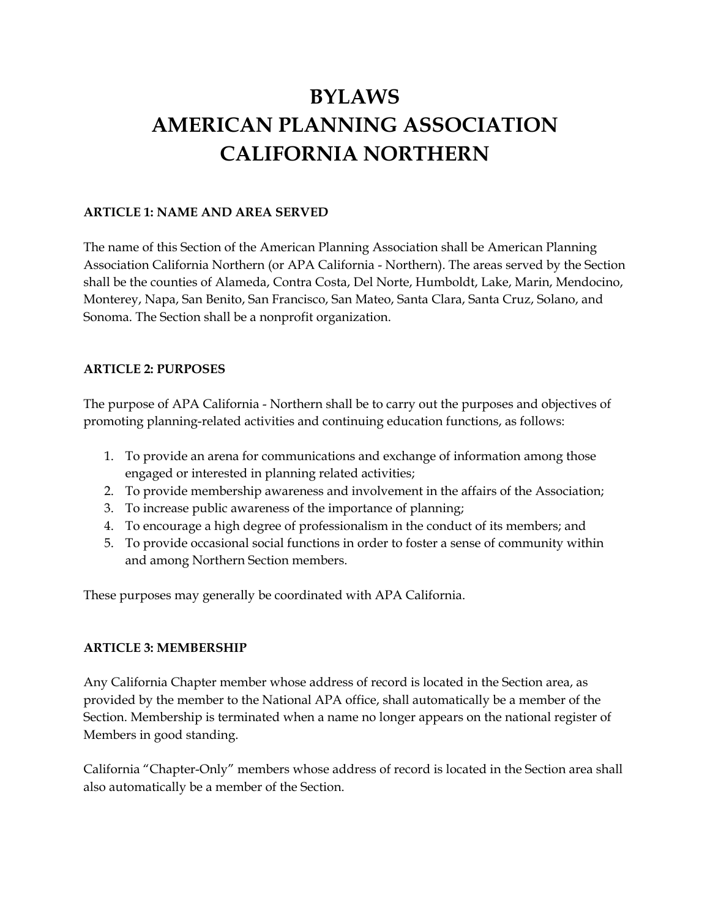# BYLAWS
# AMERICAN PLANNING ASSOCIATION
# CALIFORNIA NORTHERN

### ARTICLE 1: NAME AND AREA SERVED

The name of this Section of the American Planning Association shall be American Planning Association California Northern (or APA California - Northern). The areas served by the Section shall be the counties of Alameda, Contra Costa, Del Norte, Humboldt, Lake, Marin, Mendocino, Monterey, Napa, San Benito, San Francisco, San Mateo, Santa Clara, Santa Cruz, Solano, and Sonoma. The Section shall be a nonprofit organization.

### ARTICLE 2: PURPOSES

The purpose of APA California - Northern shall be to carry out the purposes and objectives of promoting planning-related activities and continuing education functions, as follows:

1. To provide an arena for communications and exchange of information among those engaged or interested in planning related activities;
2. To provide membership awareness and involvement in the affairs of the Association;
3. To increase public awareness of the importance of planning;
4. To encourage a high degree of professionalism in the conduct of its members; and
5. To provide occasional social functions in order to foster a sense of community within and among Northern Section members.

These purposes may generally be coordinated with APA California.

### ARTICLE 3: MEMBERSHIP

Any California Chapter member whose address of record is located in the Section area, as provided by the member to the National APA office, shall automatically be a member of the Section. Membership is terminated when a name no longer appears on the national register of Members in good standing.

California "Chapter-Only" members whose address of record is located in the Section area shall also automatically be a member of the Section.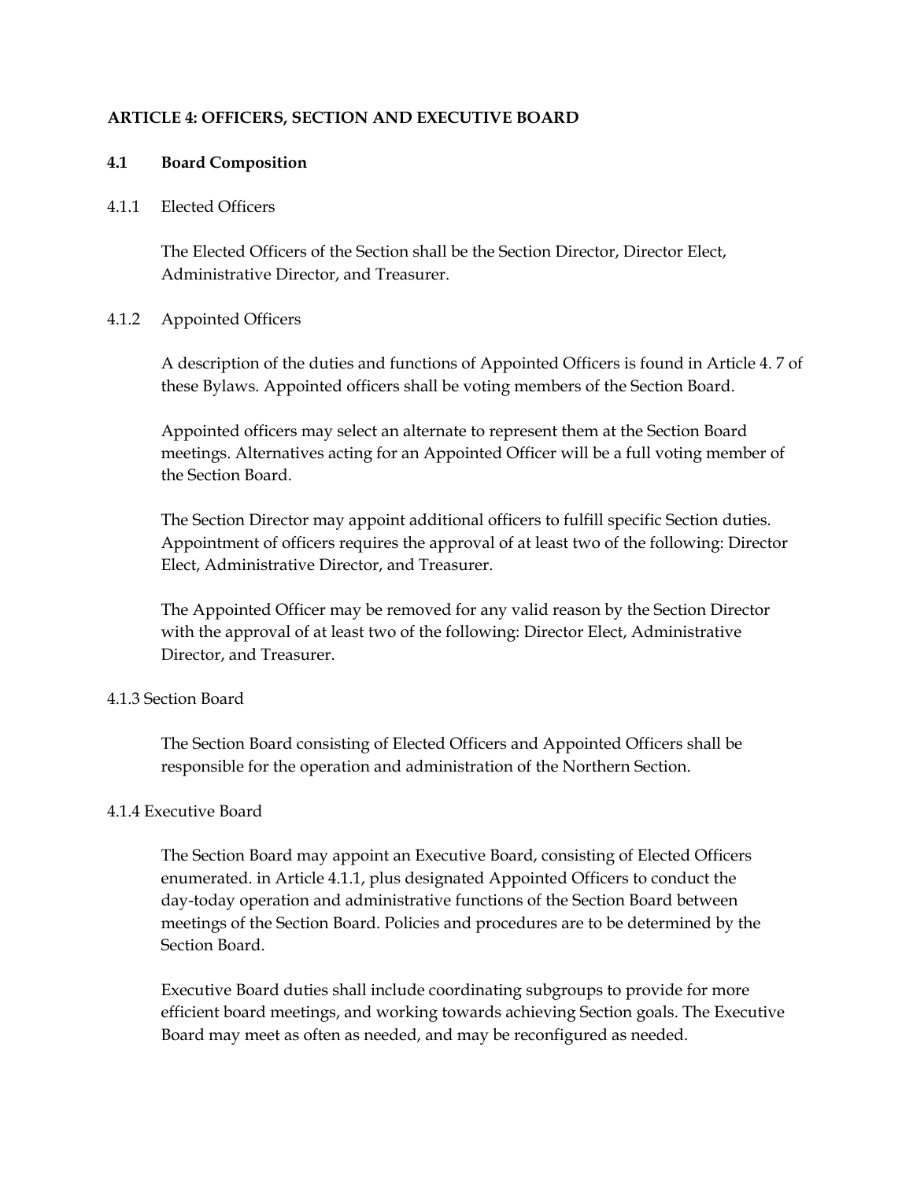## ARTICLE 4: OFFICERS, SECTION AND EXECUTIVE BOARD

### 4.1 Board Composition

4.1.1 Elected Officers

The Elected Officers of the Section shall be the Section Director, Director Elect, Administrative Director, and Treasurer.

4.1.2 Appointed Officers

A description of the duties and functions of Appointed Officers is found in Article 4. 7 of these Bylaws. Appointed officers shall be voting members of the Section Board.

Appointed officers may select an alternate to represent them at the Section Board meetings. Alternatives acting for an Appointed Officer will be a full voting member of the Section Board.

The Section Director may appoint additional officers to fulfill specific Section duties. Appointment of officers requires the approval of at least two of the following: Director Elect, Administrative Director, and Treasurer.

The Appointed Officer may be removed for any valid reason by the Section Director with the approval of at least two of the following: Director Elect, Administrative Director, and Treasurer.

4.1.3 Section Board

The Section Board consisting of Elected Officers and Appointed Officers shall be responsible for the operation and administration of the Northern Section.

4.1.4 Executive Board

The Section Board may appoint an Executive Board, consisting of Elected Officers enumerated. in Article 4.1.1, plus designated Appointed Officers to conduct the day-today operation and administrative functions of the Section Board between meetings of the Section Board. Policies and procedures are to be determined by the Section Board.

Executive Board duties shall include coordinating subgroups to provide for more efficient board meetings, and working towards achieving Section goals. The Executive Board may meet as often as needed, and may be reconfigured as needed.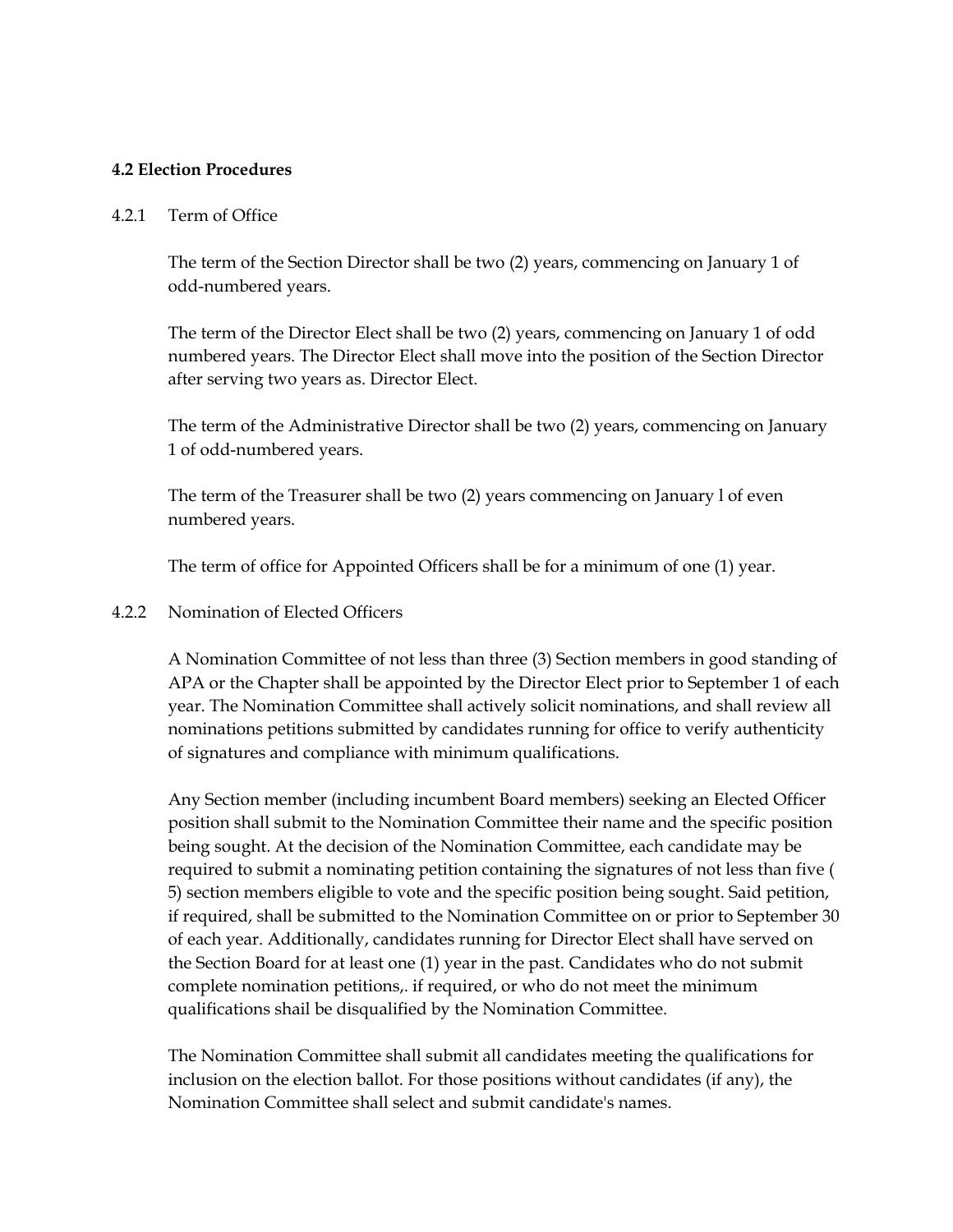**4.2 Election Procedures**

4.2.1 Term of Office

The term of the Section Director shall be two (2) years, commencing on January 1 of odd-numbered years.

The term of the Director Elect shall be two (2) years, commencing on January 1 of odd numbered years. The Director Elect shall move into the position of the Section Director after serving two years as. Director Elect.

The term of the Administrative Director shall be two (2) years, commencing on January 1 of odd-numbered years.

The term of the Treasurer shall be two (2) years commencing on January l of even numbered years.

The term of office for Appointed Officers shall be for a minimum of one (1) year.

4.2.2 Nomination of Elected Officers

A Nomination Committee of not less than three (3) Section members in good standing of APA or the Chapter shall be appointed by the Director Elect prior to September 1 of each year. The Nomination Committee shall actively solicit nominations, and shall review all nominations petitions submitted by candidates running for office to verify authenticity of signatures and compliance with minimum qualifications.

Any Section member (including incumbent Board members) seeking an Elected Officer position shall submit to the Nomination Committee their name and the specific position being sought. At the decision of the Nomination Committee, each candidate may be required to submit a nominating petition containing the signatures of not less than five ( 5) section members eligible to vote and the specific position being sought. Said petition, if required, shall be submitted to the Nomination Committee on or prior to September 30 of each year. Additionally, candidates running for Director Elect shall have served on the Section Board for at least one (1) year in the past. Candidates who do not submit complete nomination petitions,. if required, or who do not meet the minimum qualifications shail be disqualified by the Nomination Committee.

The Nomination Committee shall submit all candidates meeting the qualifications for inclusion on the election ballot. For those positions without candidates (if any), the Nomination Committee shall select and submit candidate's names.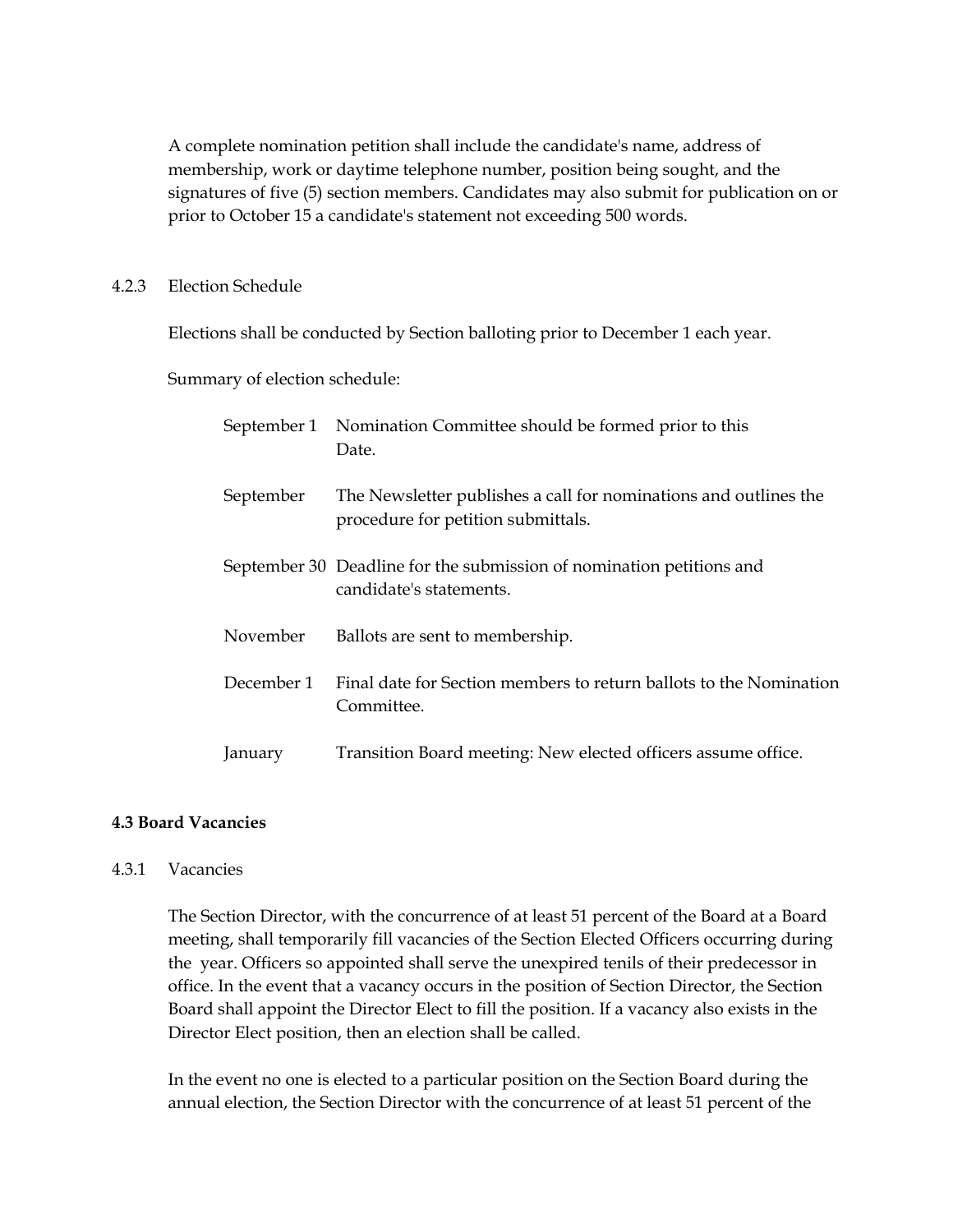A complete nomination petition shall include the candidate's name, address of membership, work or daytime telephone number, position being sought, and the signatures of five (5) section members. Candidates may also submit for publication on or prior to October 15 a candidate's statement not exceeding 500 words.

4.2.3 Election Schedule

Elections shall be conducted by Section balloting prior to December 1 each year.

Summary of election schedule:

| | |
|---|---|
| September 1 | Nomination Committee should be formed prior to this Date. |
| September | The Newsletter publishes a call for nominations and outlines the procedure for petition submittals. |
| September 30 | Deadline for the submission of nomination petitions and candidate's statements. |
| November | Ballots are sent to membership. |
| December 1 | Final date for Section members to return ballots to the Nomination Committee. |
| January | Transition Board meeting: New elected officers assume office. |

**4.3 Board Vacancies**

4.3.1 Vacancies

The Section Director, with the concurrence of at least 51 percent of the Board at a Board meeting, shall temporarily fill vacancies of the Section Elected Officers occurring during the year. Officers so appointed shall serve the unexpired tenils of their predecessor in office. In the event that a vacancy occurs in the position of Section Director, the Section Board shall appoint the Director Elect to fill the position. If a vacancy also exists in the Director Elect position, then an election shall be called.

In the event no one is elected to a particular position on the Section Board during the annual election, the Section Director with the concurrence of at least 51 percent of the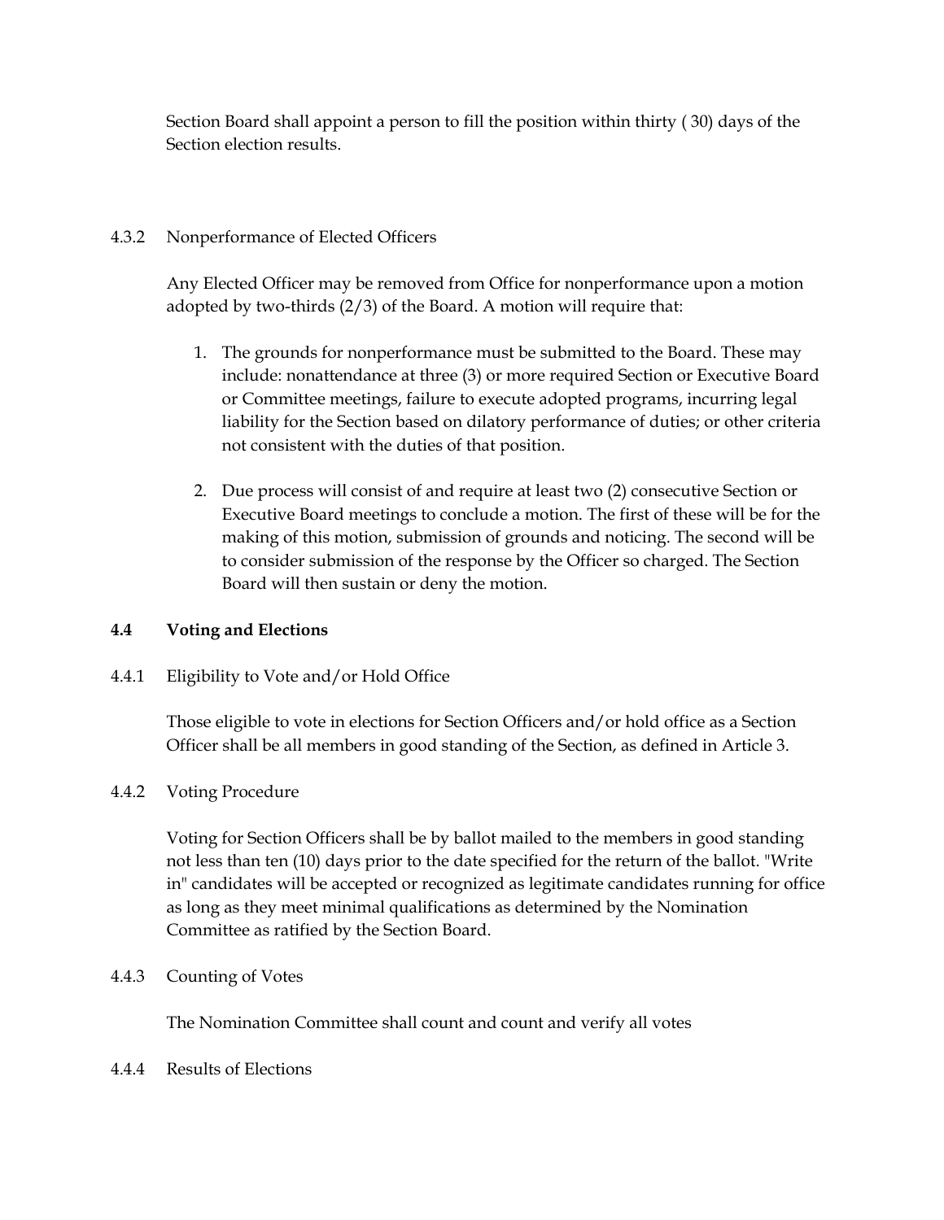Section Board shall appoint a person to fill the position within thirty ( 30) days of the Section election results.

4.3.2 Nonperformance of Elected Officers

Any Elected Officer may be removed from Office for nonperformance upon a motion adopted by two-thirds (2/3) of the Board. A motion will require that:

1. The grounds for nonperformance must be submitted to the Board. These may include: nonattendance at three (3) or more required Section or Executive Board or Committee meetings, failure to execute adopted programs, incurring legal liability for the Section based on dilatory performance of duties; or other criteria not consistent with the duties of that position.

2. Due process will consist of and require at least two (2) consecutive Section or Executive Board meetings to conclude a motion. The first of these will be for the making of this motion, submission of grounds and noticing. The second will be to consider submission of the response by the Officer so charged. The Section Board will then sustain or deny the motion.

**4.4 Voting and Elections**

4.4.1 Eligibility to Vote and/or Hold Office

Those eligible to vote in elections for Section Officers and/or hold office as a Section Officer shall be all members in good standing of the Section, as defined in Article 3.

4.4.2 Voting Procedure

Voting for Section Officers shall be by ballot mailed to the members in good standing not less than ten (10) days prior to the date specified for the return of the ballot. "Write in" candidates will be accepted or recognized as legitimate candidates running for office as long as they meet minimal qualifications as determined by the Nomination Committee as ratified by the Section Board.

4.4.3 Counting of Votes

The Nomination Committee shall count and count and verify all votes

4.4.4 Results of Elections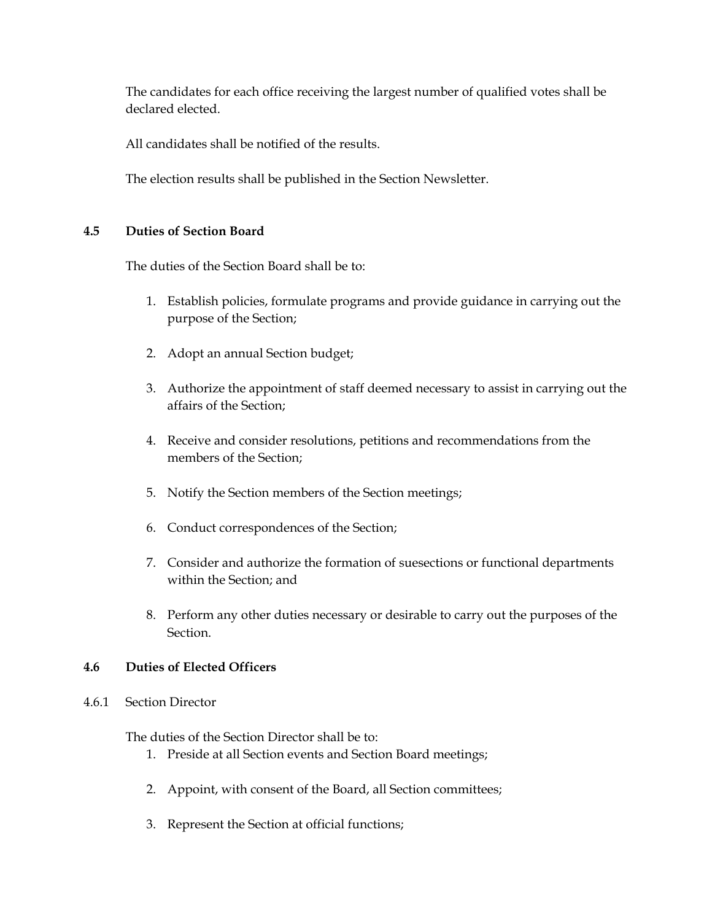The candidates for each office receiving the largest number of qualified votes shall be declared elected.

All candidates shall be notified of the results.

The election results shall be published in the Section Newsletter.

### 4.5 Duties of Section Board

The duties of the Section Board shall be to:

1. Establish policies, formulate programs and provide guidance in carrying out the purpose of the Section;
2. Adopt an annual Section budget;
3. Authorize the appointment of staff deemed necessary to assist in carrying out the affairs of the Section;
4. Receive and consider resolutions, petitions and recommendations from the members of the Section;
5. Notify the Section members of the Section meetings;
6. Conduct correspondences of the Section;
7. Consider and authorize the formation of suesections or functional departments within the Section; and
8. Perform any other duties necessary or desirable to carry out the purposes of the Section.

### 4.6 Duties of Elected Officers

4.6.1 Section Director

The duties of the Section Director shall be to:

1. Preside at all Section events and Section Board meetings;
2. Appoint, with consent of the Board, all Section committees;
3. Represent the Section at official functions;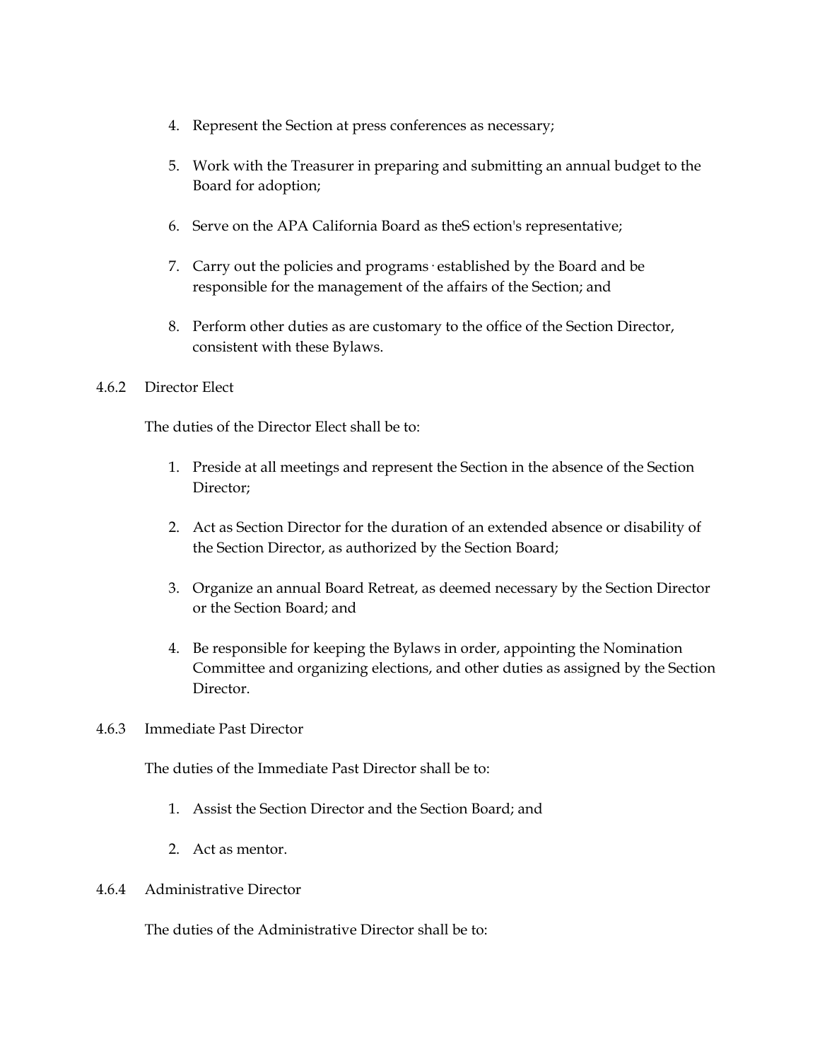4. Represent the Section at press conferences as necessary;

5. Work with the Treasurer in preparing and submitting an annual budget to the Board for adoption;

6. Serve on the APA California Board as theS ection's representative;

7. Carry out the policies and programs · established by the Board and be responsible for the management of the affairs of the Section; and

8. Perform other duties as are customary to the office of the Section Director, consistent with these Bylaws.

4.6.2 Director Elect

The duties of the Director Elect shall be to:

1. Preside at all meetings and represent the Section in the absence of the Section Director;

2. Act as Section Director for the duration of an extended absence or disability of the Section Director, as authorized by the Section Board;

3. Organize an annual Board Retreat, as deemed necessary by the Section Director or the Section Board; and

4. Be responsible for keeping the Bylaws in order, appointing the Nomination Committee and organizing elections, and other duties as assigned by the Section Director.

4.6.3 Immediate Past Director

The duties of the Immediate Past Director shall be to:

1. Assist the Section Director and the Section Board; and

2. Act as mentor.

4.6.4 Administrative Director

The duties of the Administrative Director shall be to: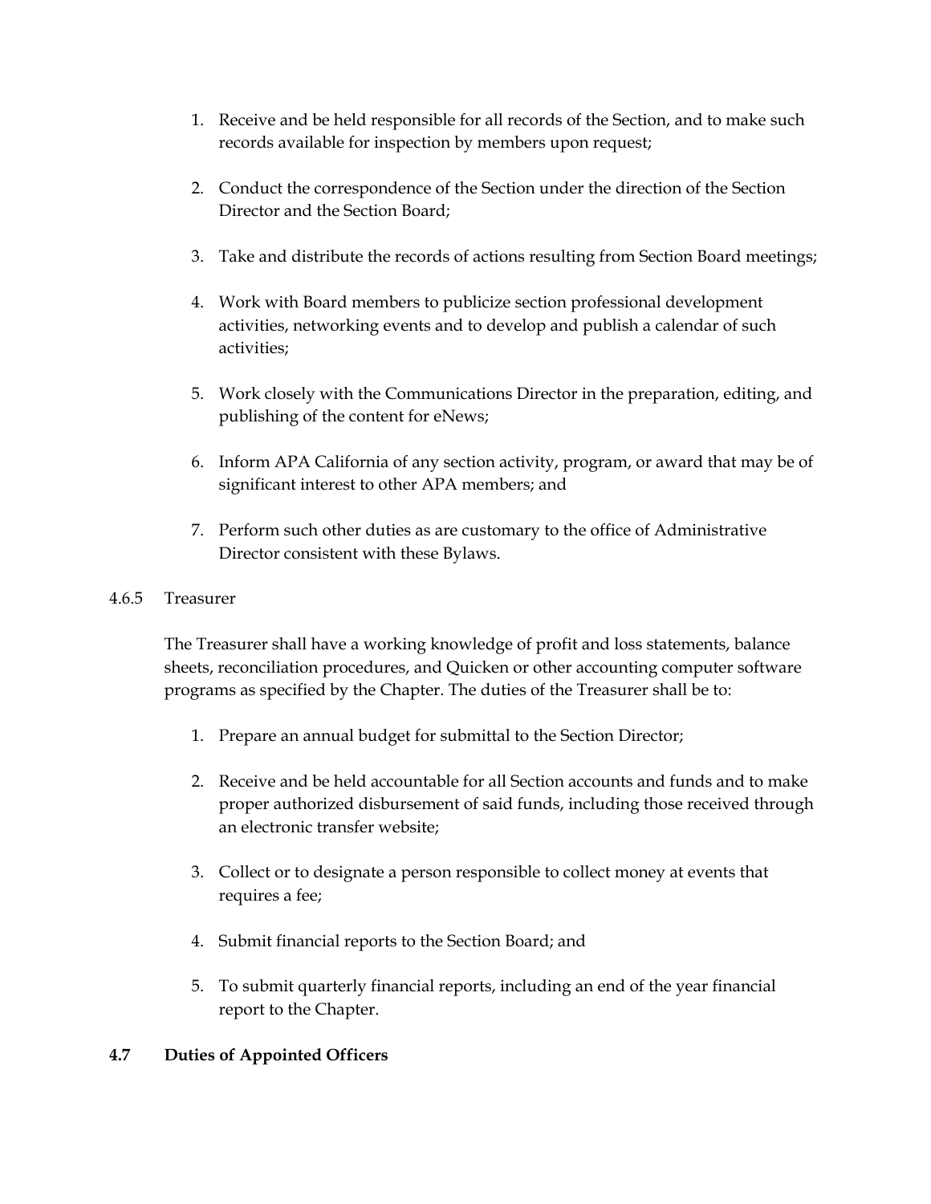1. Receive and be held responsible for all records of the Section, and to make such records available for inspection by members upon request;

2. Conduct the correspondence of the Section under the direction of the Section Director and the Section Board;

3. Take and distribute the records of actions resulting from Section Board meetings;

4. Work with Board members to publicize section professional development activities, networking events and to develop and publish a calendar of such activities;

5. Work closely with the Communications Director in the preparation, editing, and publishing of the content for eNews;

6. Inform APA California of any section activity, program, or award that may be of significant interest to other APA members; and

7. Perform such other duties as are customary to the office of Administrative Director consistent with these Bylaws.

4.6.5 Treasurer

The Treasurer shall have a working knowledge of profit and loss statements, balance sheets, reconciliation procedures, and Quicken or other accounting computer software programs as specified by the Chapter. The duties of the Treasurer shall be to:

1. Prepare an annual budget for submittal to the Section Director;

2. Receive and be held accountable for all Section accounts and funds and to make proper authorized disbursement of said funds, including those received through an electronic transfer website;

3. Collect or to designate a person responsible to collect money at events that requires a fee;

4. Submit financial reports to the Section Board; and

5. To submit quarterly financial reports, including an end of the year financial report to the Chapter.

**4.7 Duties of Appointed Officers**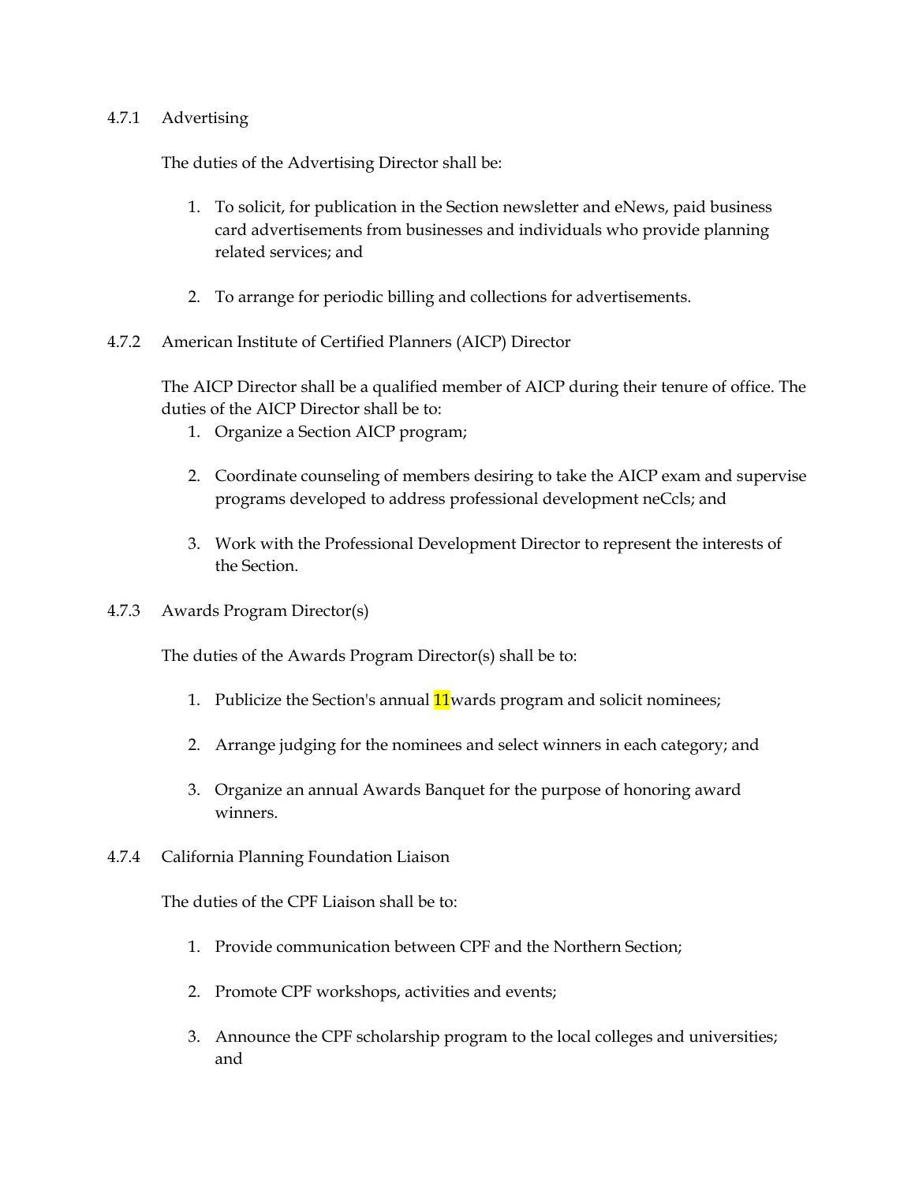4.7.1 Advertising

The duties of the Advertising Director shall be:

1. To solicit, for publication in the Section newsletter and eNews, paid business card advertisements from businesses and individuals who provide planning related services; and

2. To arrange for periodic billing and collections for advertisements.

4.7.2 American Institute of Certified Planners (AICP) Director

The AICP Director shall be a qualified member of AICP during their tenure of office. The duties of the AICP Director shall be to:

1. Organize a Section AICP program;

2. Coordinate counseling of members desiring to take the AICP exam and supervise programs developed to address professional development neCcls; and

3. Work with the Professional Development Director to represent the interests of the Section.

4.7.3 Awards Program Director(s)

The duties of the Awards Program Director(s) shall be to:

1. Publicize the Section's annual 11wards program and solicit nominees;

2. Arrange judging for the nominees and select winners in each category; and

3. Organize an annual Awards Banquet for the purpose of honoring award winners.

4.7.4 California Planning Foundation Liaison

The duties of the CPF Liaison shall be to:

1. Provide communication between CPF and the Northern Section;

2. Promote CPF workshops, activities and events;

3. Announce the CPF scholarship program to the local colleges and universities; and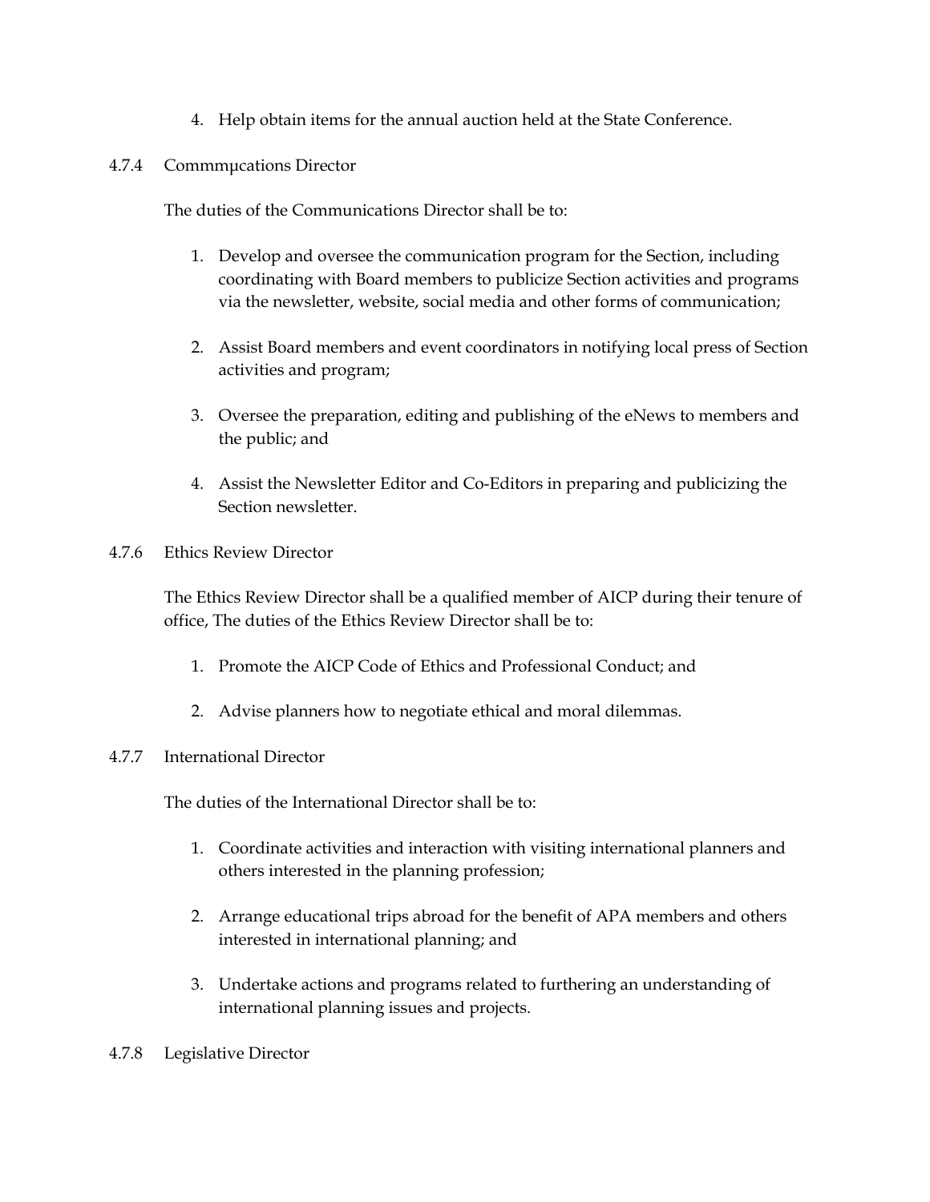4. Help obtain items for the annual auction held at the State Conference.

4.7.4 Commmμcations Director

The duties of the Communications Director shall be to:

1. Develop and oversee the communication program for the Section, including coordinating with Board members to publicize Section activities and programs via the newsletter, website, social media and other forms of communication;

2. Assist Board members and event coordinators in notifying local press of Section activities and program;

3. Oversee the preparation, editing and publishing of the eNews to members and the public; and

4. Assist the Newsletter Editor and Co-Editors in preparing and publicizing the Section newsletter.

4.7.6 Ethics Review Director

The Ethics Review Director shall be a qualified member of AICP during their tenure of office, The duties of the Ethics Review Director shall be to:

1. Promote the AICP Code of Ethics and Professional Conduct; and

2. Advise planners how to negotiate ethical and moral dilemmas.

4.7.7 International Director

The duties of the International Director shall be to:

1. Coordinate activities and interaction with visiting international planners and others interested in the planning profession;

2. Arrange educational trips abroad for the benefit of APA members and others interested in international planning; and

3. Undertake actions and programs related to furthering an understanding of international planning issues and projects.

4.7.8 Legislative Director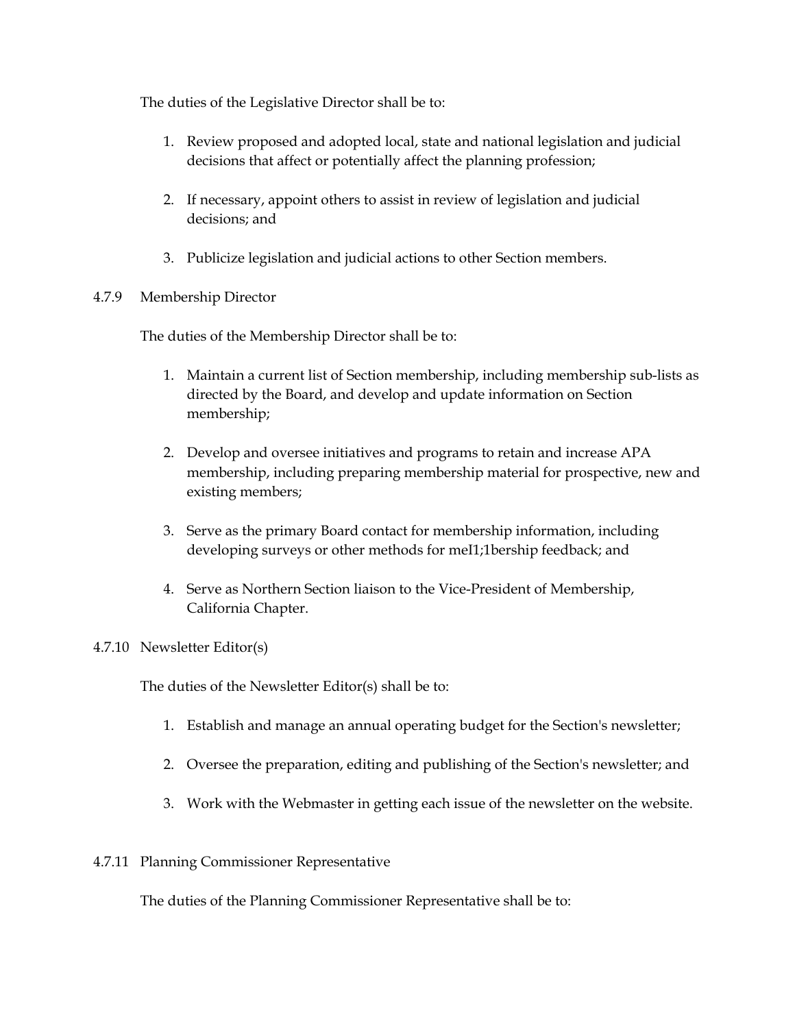The duties of the Legislative Director shall be to:

1. Review proposed and adopted local, state and national legislation and judicial decisions that affect or potentially affect the planning profession;

2. If necessary, appoint others to assist in review of legislation and judicial decisions; and

3. Publicize legislation and judicial actions to other Section members.

4.7.9 Membership Director

The duties of the Membership Director shall be to:

1. Maintain a current list of Section membership, including membership sub-lists as directed by the Board, and develop and update information on Section membership;

2. Develop and oversee initiatives and programs to retain and increase APA membership, including preparing membership material for prospective, new and existing members;

3. Serve as the primary Board contact for membership information, including developing surveys or other methods for meI1;1bership feedback; and

4. Serve as Northern Section liaison to the Vice-President of Membership, California Chapter.

4.7.10 Newsletter Editor(s)

The duties of the Newsletter Editor(s) shall be to:

1. Establish and manage an annual operating budget for the Section's newsletter;

2. Oversee the preparation, editing and publishing of the Section's newsletter; and

3. Work with the Webmaster in getting each issue of the newsletter on the website.

4.7.11 Planning Commissioner Representative

The duties of the Planning Commissioner Representative shall be to: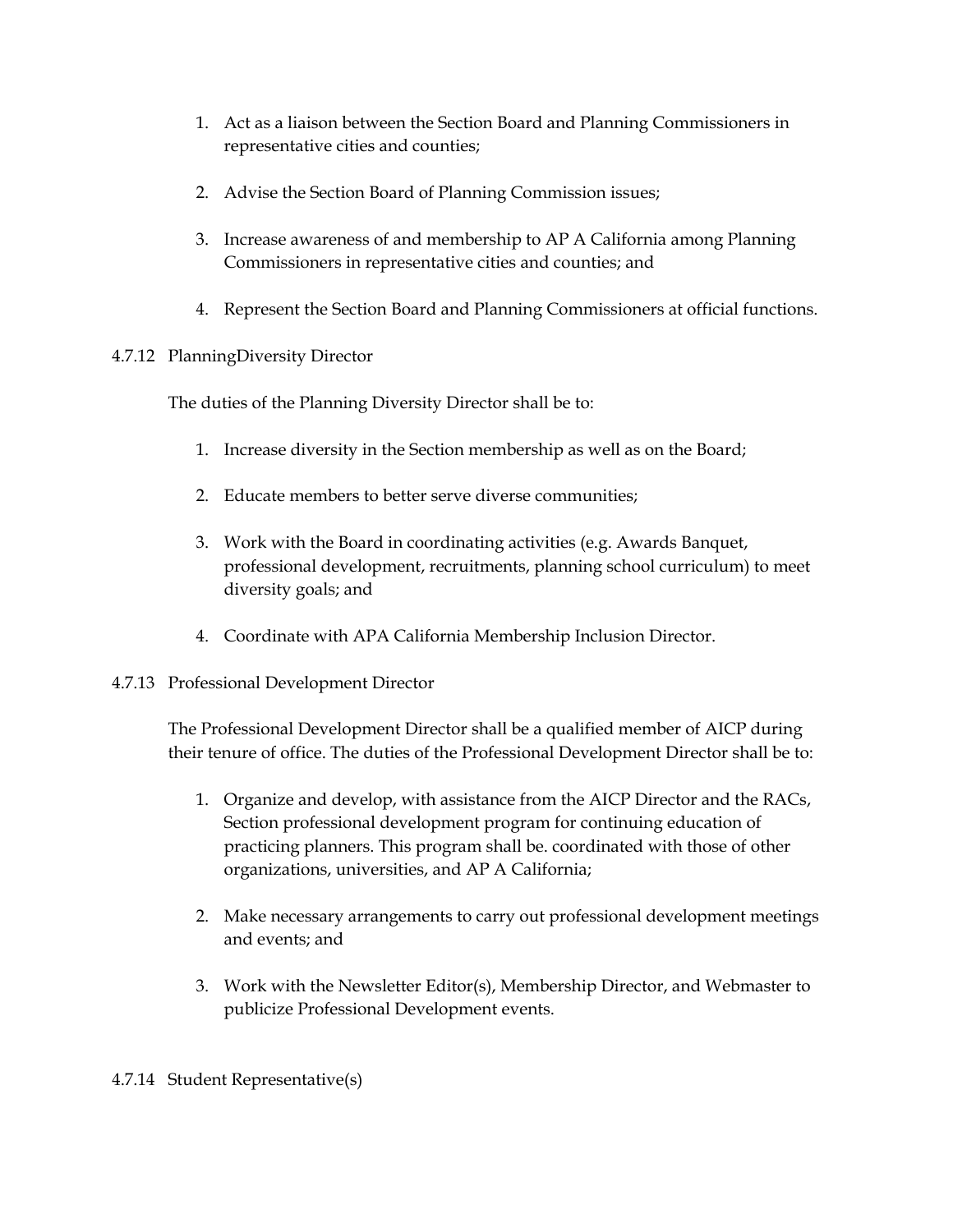1. Act as a liaison between the Section Board and Planning Commissioners in representative cities and counties;

2. Advise the Section Board of Planning Commission issues;

3. Increase awareness of and membership to AP A California among Planning Commissioners in representative cities and counties; and

4. Represent the Section Board and Planning Commissioners at official functions.

4.7.12 PlanningDiversity Director

The duties of the Planning Diversity Director shall be to:

1. Increase diversity in the Section membership as well as on the Board;

2. Educate members to better serve diverse communities;

3. Work with the Board in coordinating activities (e.g. Awards Banquet, professional development, recruitments, planning school curriculum) to meet diversity goals; and

4. Coordinate with APA California Membership Inclusion Director.

4.7.13 Professional Development Director

The Professional Development Director shall be a qualified member of AICP during their tenure of office. The duties of the Professional Development Director shall be to:

1. Organize and develop, with assistance from the AICP Director and the RACs, Section professional development program for continuing education of practicing planners. This program shall be. coordinated with those of other organizations, universities, and AP A California;

2. Make necessary arrangements to carry out professional development meetings and events; and

3. Work with the Newsletter Editor(s), Membership Director, and Webmaster to publicize Professional Development events.

4.7.14 Student Representative(s)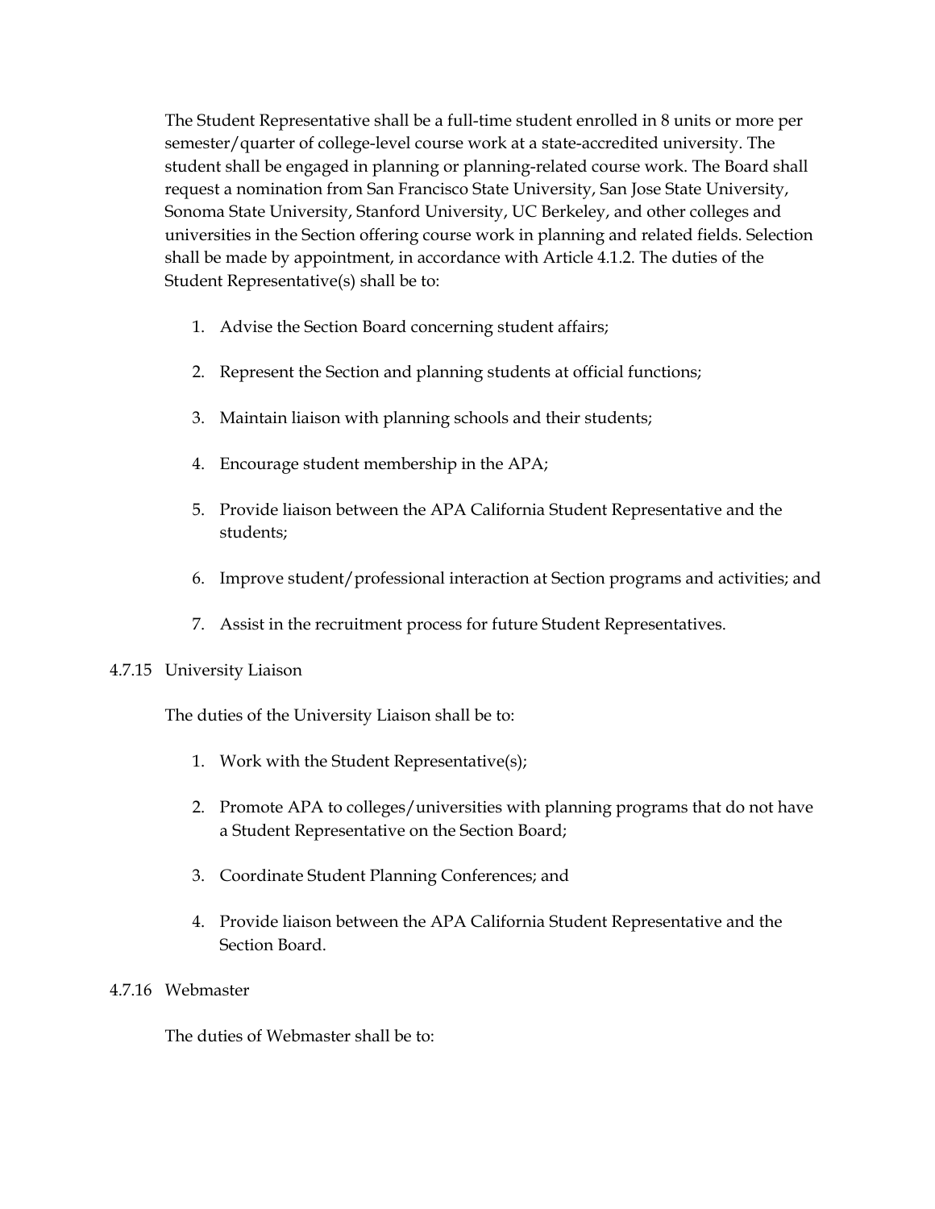The Student Representative shall be a full-time student enrolled in 8 units or more per semester/quarter of college-level course work at a state-accredited university. The student shall be engaged in planning or planning-related course work. The Board shall request a nomination from San Francisco State University, San Jose State University, Sonoma State University, Stanford University, UC Berkeley, and other colleges and universities in the Section offering course work in planning and related fields. Selection shall be made by appointment, in accordance with Article 4.1.2. The duties of the Student Representative(s) shall be to:

1. Advise the Section Board concerning student affairs;
2. Represent the Section and planning students at official functions;
3. Maintain liaison with planning schools and their students;
4. Encourage student membership in the APA;
5. Provide liaison between the APA California Student Representative and the students;
6. Improve student/professional interaction at Section programs and activities; and
7. Assist in the recruitment process for future Student Representatives.

4.7.15 University Liaison

The duties of the University Liaison shall be to:

1. Work with the Student Representative(s);
2. Promote APA to colleges/universities with planning programs that do not have a Student Representative on the Section Board;
3. Coordinate Student Planning Conferences; and
4. Provide liaison between the APA California Student Representative and the Section Board.

4.7.16 Webmaster

The duties of Webmaster shall be to: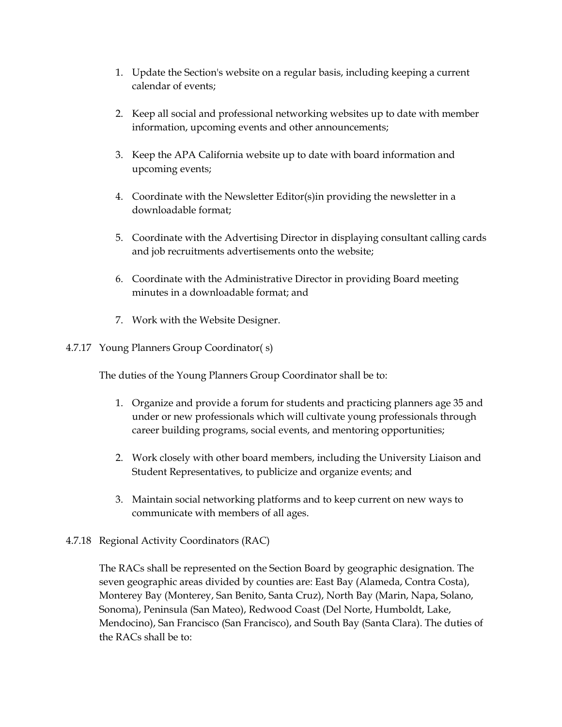1. Update the Section's website on a regular basis, including keeping a current calendar of events;

2. Keep all social and professional networking websites up to date with member information, upcoming events and other announcements;

3. Keep the APA California website up to date with board information and upcoming events;

4. Coordinate with the Newsletter Editor(s)in providing the newsletter in a downloadable format;

5. Coordinate with the Advertising Director in displaying consultant calling cards and job recruitments advertisements onto the website;

6. Coordinate with the Administrative Director in providing Board meeting minutes in a downloadable format; and

7. Work with the Website Designer.

4.7.17 Young Planners Group Coordinator( s)

The duties of the Young Planners Group Coordinator shall be to:

1. Organize and provide a forum for students and practicing planners age 35 and under or new professionals which will cultivate young professionals through career building programs, social events, and mentoring opportunities;

2. Work closely with other board members, including the University Liaison and Student Representatives, to publicize and organize events; and

3. Maintain social networking platforms and to keep current on new ways to communicate with members of all ages.

4.7.18 Regional Activity Coordinators (RAC)

The RACs shall be represented on the Section Board by geographic designation. The seven geographic areas divided by counties are: East Bay (Alameda, Contra Costa), Monterey Bay (Monterey, San Benito, Santa Cruz), North Bay (Marin, Napa, Solano, Sonoma), Peninsula (San Mateo), Redwood Coast (Del Norte, Humboldt, Lake, Mendocino), San Francisco (San Francisco), and South Bay (Santa Clara). The duties of the RACs shall be to: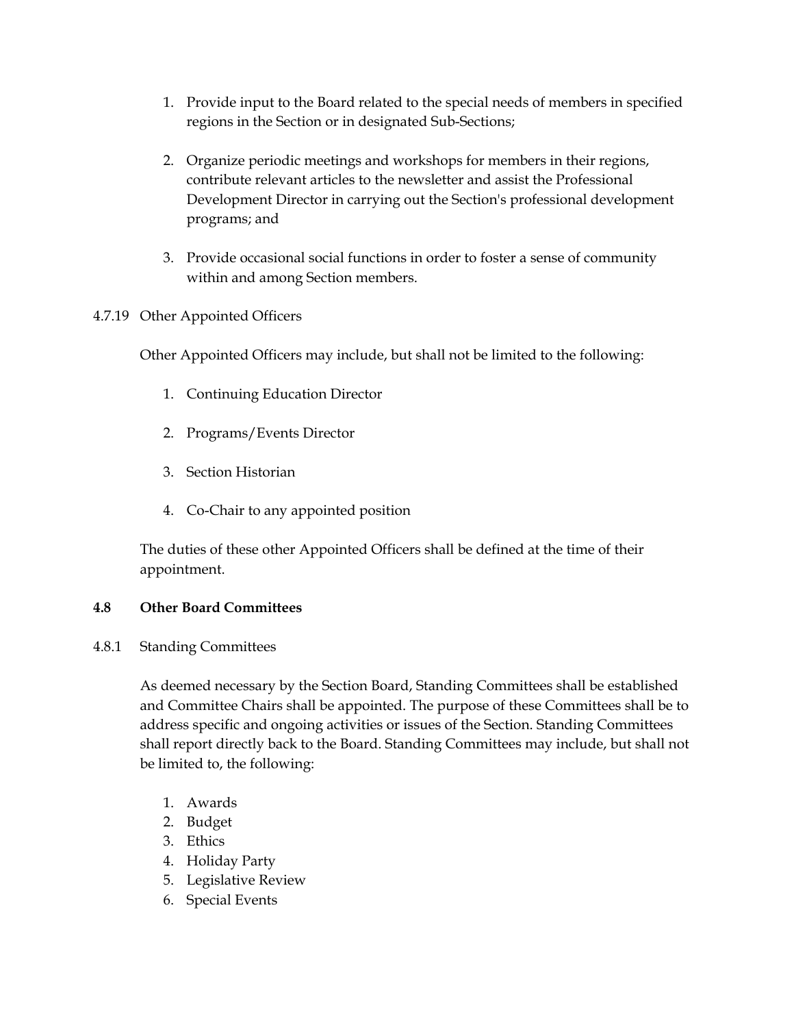1. Provide input to the Board related to the special needs of members in specified regions in the Section or in designated Sub-Sections;

2. Organize periodic meetings and workshops for members in their regions, contribute relevant articles to the newsletter and assist the Professional Development Director in carrying out the Section's professional development programs; and

3. Provide occasional social functions in order to foster a sense of community within and among Section members.

4.7.19 Other Appointed Officers

Other Appointed Officers may include, but shall not be limited to the following:

1. Continuing Education Director

2. Programs/Events Director

3. Section Historian

4. Co-Chair to any appointed position

The duties of these other Appointed Officers shall be defined at the time of their appointment.

### 4.8 Other Board Committees

4.8.1 Standing Committees

As deemed necessary by the Section Board, Standing Committees shall be established and Committee Chairs shall be appointed. The purpose of these Committees shall be to address specific and ongoing activities or issues of the Section. Standing Committees shall report directly back to the Board. Standing Committees may include, but shall not be limited to, the following:

1. Awards
2. Budget
3. Ethics
4. Holiday Party
5. Legislative Review
6. Special Events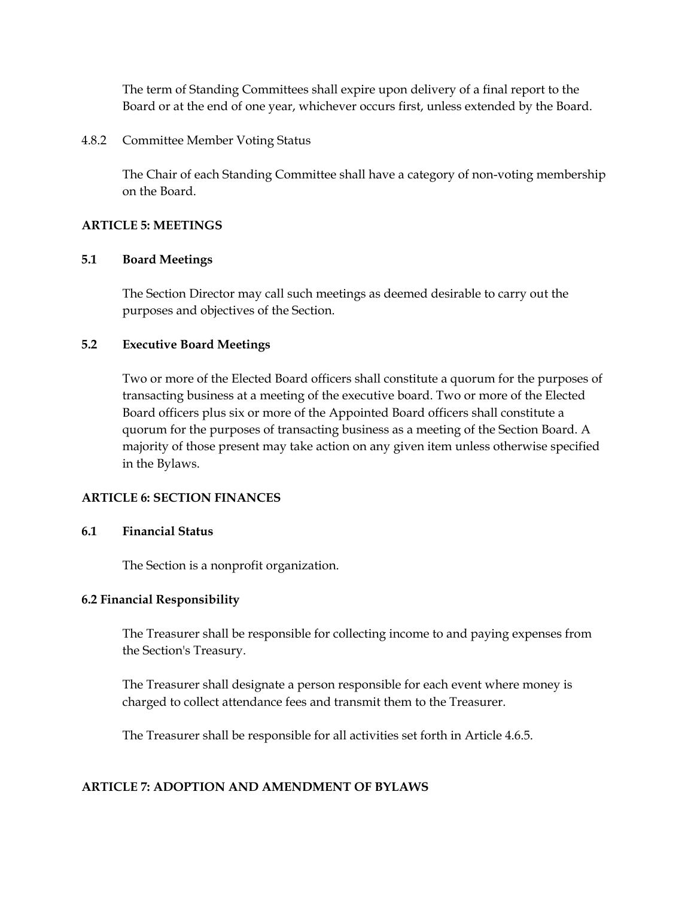The term of Standing Committees shall expire upon delivery of a final report to the Board or at the end of one year, whichever occurs first, unless extended by the Board.

4.8.2 Committee Member Voting Status

The Chair of each Standing Committee shall have a category of non-voting membership on the Board.

## ARTICLE 5: MEETINGS

### 5.1 Board Meetings

The Section Director may call such meetings as deemed desirable to carry out the purposes and objectives of the Section.

### 5.2 Executive Board Meetings

Two or more of the Elected Board officers shall constitute a quorum for the purposes of transacting business at a meeting of the executive board. Two or more of the Elected Board officers plus six or more of the Appointed Board officers shall constitute a quorum for the purposes of transacting business as a meeting of the Section Board. A majority of those present may take action on any given item unless otherwise specified in the Bylaws.

## ARTICLE 6: SECTION FINANCES

### 6.1 Financial Status

The Section is a nonprofit organization.

### 6.2 Financial Responsibility

The Treasurer shall be responsible for collecting income to and paying expenses from the Section's Treasury.

The Treasurer shall designate a person responsible for each event where money is charged to collect attendance fees and transmit them to the Treasurer.

The Treasurer shall be responsible for all activities set forth in Article 4.6.5.

## ARTICLE 7: ADOPTION AND AMENDMENT OF BYLAWS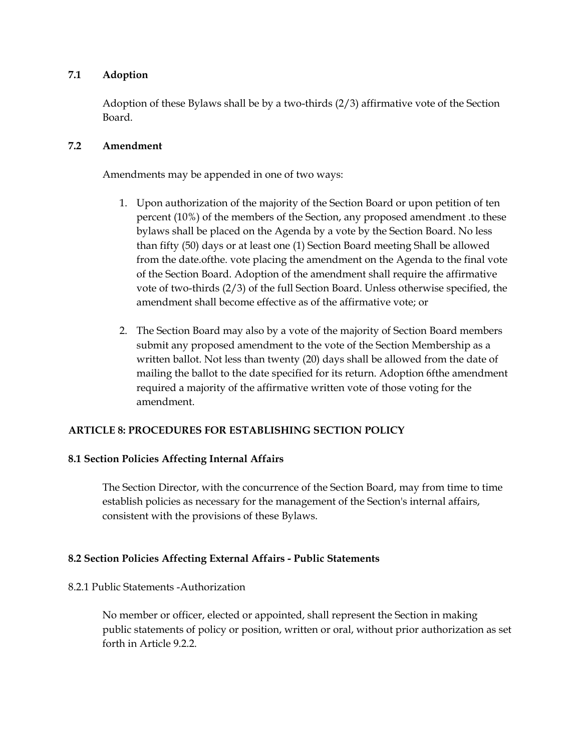### 7.1 Adoption

Adoption of these Bylaws shall be by a two-thirds (2/3) affirmative vote of the Section Board.

### 7.2 Amendment

Amendments may be appended in one of two ways:

1. Upon authorization of the majority of the Section Board or upon petition of ten percent (10%) of the members of the Section, any proposed amendment .to these bylaws shall be placed on the Agenda by a vote by the Section Board. No less than fifty (50) days or at least one (1) Section Board meeting Shall be allowed from the date.ofthe. vote placing the amendment on the Agenda to the final vote of the Section Board. Adoption of the amendment shall require the affirmative vote of two-thirds (2/3) of the full Section Board. Unless otherwise specified, the amendment shall become effective as of the affirmative vote; or

2. The Section Board may also by a vote of the majority of Section Board members submit any proposed amendment to the vote of the Section Membership as a written ballot. Not less than twenty (20) days shall be allowed from the date of mailing the ballot to the date specified for its return. Adoption 6fthe amendment required a majority of the affirmative written vote of those voting for the amendment.

## ARTICLE 8: PROCEDURES FOR ESTABLISHING SECTION POLICY

### 8.1 Section Policies Affecting Internal Affairs

The Section Director, with the concurrence of the Section Board, may from time to time establish policies as necessary for the management of the Section's internal affairs, consistent with the provisions of these Bylaws.

### 8.2 Section Policies Affecting External Affairs - Public Statements

8.2.1 Public Statements -Authorization

No member or officer, elected or appointed, shall represent the Section in making public statements of policy or position, written or oral, without prior authorization as set forth in Article 9.2.2.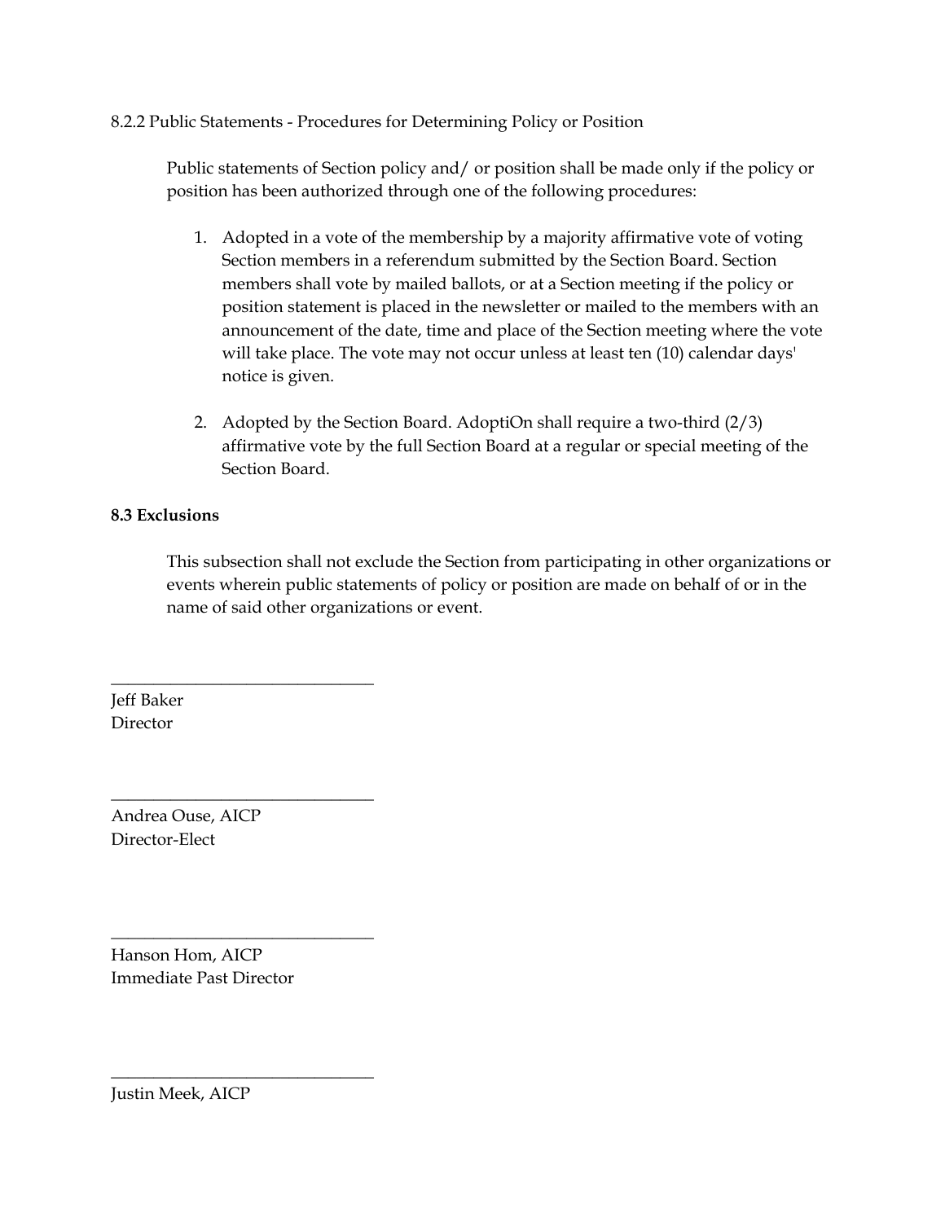8.2.2 Public Statements - Procedures for Determining Policy or Position

Public statements of Section policy and/ or position shall be made only if the policy or position has been authorized through one of the following procedures:

1. Adopted in a vote of the membership by a majority affirmative vote of voting Section members in a referendum submitted by the Section Board. Section members shall vote by mailed ballots, or at a Section meeting if the policy or position statement is placed in the newsletter or mailed to the members with an announcement of the date, time and place of the Section meeting where the vote will take place. The vote may not occur unless at least ten (10) calendar days' notice is given.

2. Adopted by the Section Board. AdoptiOn shall require a two-third (2/3) affirmative vote by the full Section Board at a regular or special meeting of the Section Board.

**8.3 Exclusions**

This subsection shall not exclude the Section from participating in other organizations or events wherein public statements of policy or position are made on behalf of or in the name of said other organizations or event.

_______________________________

Jeff Baker
Director

_______________________________

Andrea Ouse, AICP
Director-Elect

_______________________________

Hanson Hom, AICP
Immediate Past Director

_______________________________

Justin Meek, AICP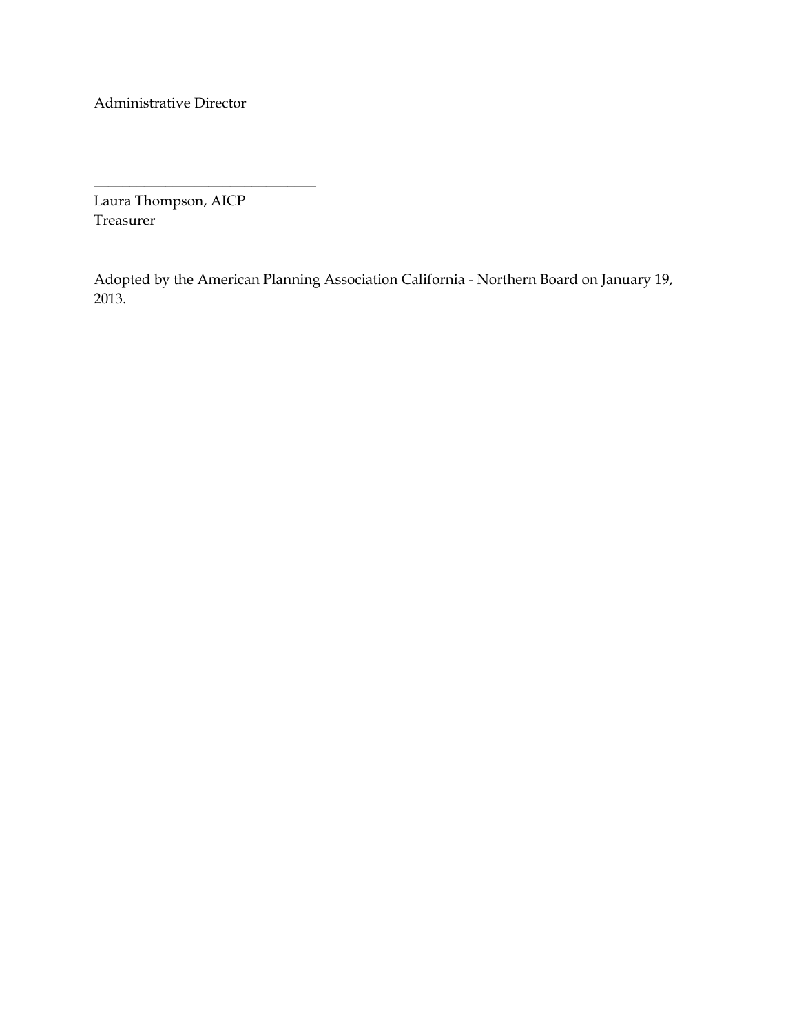Administrative Director

_______________________________
Laura Thompson, AICP
Treasurer

Adopted by the American Planning Association California - Northern Board on January 19, 2013.